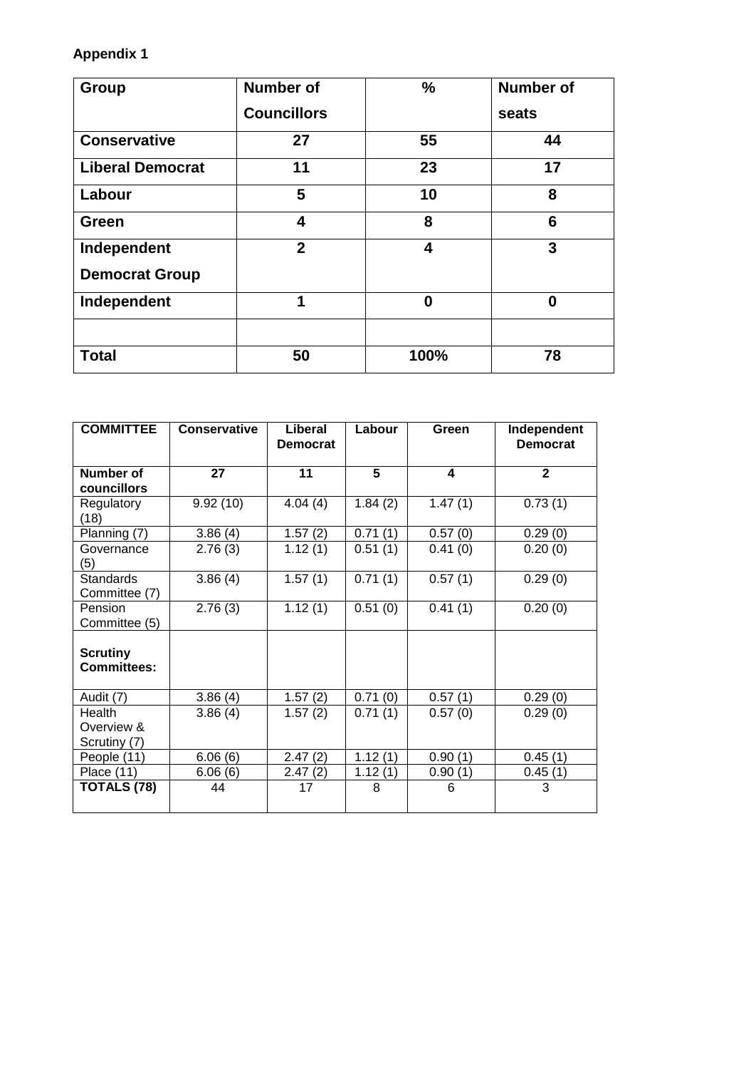**Appendix 1**

| Group | Number of Councillors | % | Number of seats |
|---|---|---|---|
| **Conservative** | **27** | **55** | **44** |
| **Liberal Democrat** | **11** | **23** | **17** |
| **Labour** | **5** | **10** | **8** |
| **Green** | **4** | **8** | **6** |
| **Independent Democrat Group** | **2** | **4** | **3** |
| **Independent** | **1** | **0** | **0** |
| | | | |
| **Total** | **50** | **100%** | **78** |

| COMMITTEE | Conservative | Liberal Democrat | Labour | Green | Independent Democrat |
|---|---|---|---|---|---|
| **Number of councillors** | **27** | **11** | **5** | **4** | **2** |
| Regulatory (18) | 9.92 (10) | 4.04 (4) | 1.84 (2) | 1.47 (1) | 0.73 (1) |
| Planning (7) | 3.86 (4) | 1.57 (2) | 0.71 (1) | 0.57 (0) | 0.29 (0) |
| Governance (5) | 2.76 (3) | 1.12 (1) | 0.51 (1) | 0.41 (0) | 0.20 (0) |
| Standards Committee (7) | 3.86 (4) | 1.57 (1) | 0.71 (1) | 0.57 (1) | 0.29 (0) |
| Pension Committee (5) | 2.76 (3) | 1.12 (1) | 0.51 (0) | 0.41 (1) | 0.20 (0) |
| **Scrutiny Committees:** | | | | | |
| Audit (7) | 3.86 (4) | 1.57 (2) | 0.71 (0) | 0.57 (1) | 0.29 (0) |
| Health Overview & Scrutiny (7) | 3.86 (4) | 1.57 (2) | 0.71 (1) | 0.57 (0) | 0.29 (0) |
| People (11) | 6.06 (6) | 2.47 (2) | 1.12 (1) | 0.90 (1) | 0.45 (1) |
| Place (11) | 6.06 (6) | 2.47 (2) | 1.12 (1) | 0.90 (1) | 0.45 (1) |
| **TOTALS (78)** | 44 | 17 | 8 | 6 | 3 |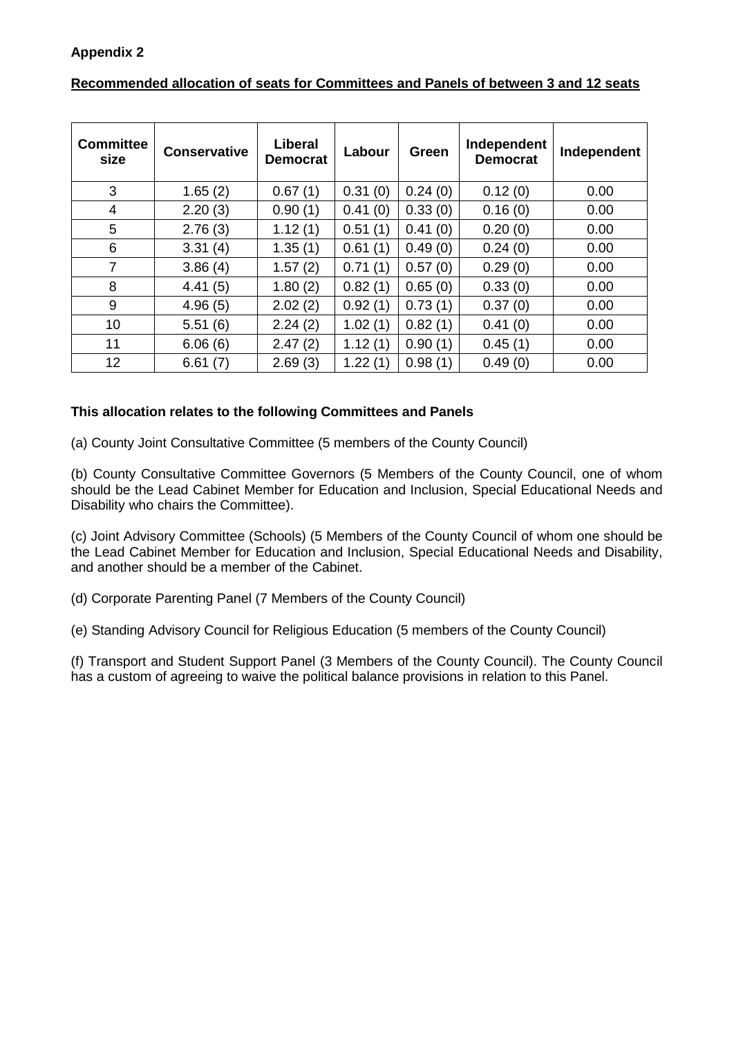**Appendix 2**

**Recommended allocation of seats for Committees and Panels of between 3 and 12 seats**

| Committee size | Conservative | Liberal Democrat | Labour | Green | Independent Democrat | Independent |
|---|---|---|---|---|---|---|
| 3 | 1.65 (2) | 0.67 (1) | 0.31 (0) | 0.24 (0) | 0.12 (0) | 0.00 |
| 4 | 2.20 (3) | 0.90 (1) | 0.41 (0) | 0.33 (0) | 0.16 (0) | 0.00 |
| 5 | 2.76 (3) | 1.12 (1) | 0.51 (1) | 0.41 (0) | 0.20 (0) | 0.00 |
| 6 | 3.31 (4) | 1.35 (1) | 0.61 (1) | 0.49 (0) | 0.24 (0) | 0.00 |
| 7 | 3.86 (4) | 1.57 (2) | 0.71 (1) | 0.57 (0) | 0.29 (0) | 0.00 |
| 8 | 4.41 (5) | 1.80 (2) | 0.82 (1) | 0.65 (0) | 0.33 (0) | 0.00 |
| 9 | 4.96 (5) | 2.02 (2) | 0.92 (1) | 0.73 (1) | 0.37 (0) | 0.00 |
| 10 | 5.51 (6) | 2.24 (2) | 1.02 (1) | 0.82 (1) | 0.41 (0) | 0.00 |
| 11 | 6.06 (6) | 2.47 (2) | 1.12 (1) | 0.90 (1) | 0.45 (1) | 0.00 |
| 12 | 6.61 (7) | 2.69 (3) | 1.22 (1) | 0.98 (1) | 0.49 (0) | 0.00 |

**This allocation relates to the following Committees and Panels**

(a) County Joint Consultative Committee (5 members of the County Council)

(b) County Consultative Committee Governors (5 Members of the County Council, one of whom should be the Lead Cabinet Member for Education and Inclusion, Special Educational Needs and Disability who chairs the Committee).

(c) Joint Advisory Committee (Schools) (5 Members of the County Council of whom one should be the Lead Cabinet Member for Education and Inclusion, Special Educational Needs and Disability, and another should be a member of the Cabinet.

(d) Corporate Parenting Panel (7 Members of the County Council)

(e) Standing Advisory Council for Religious Education (5 members of the County Council)

(f) Transport and Student Support Panel (3 Members of the County Council). The County Council has a custom of agreeing to waive the political balance provisions in relation to this Panel.